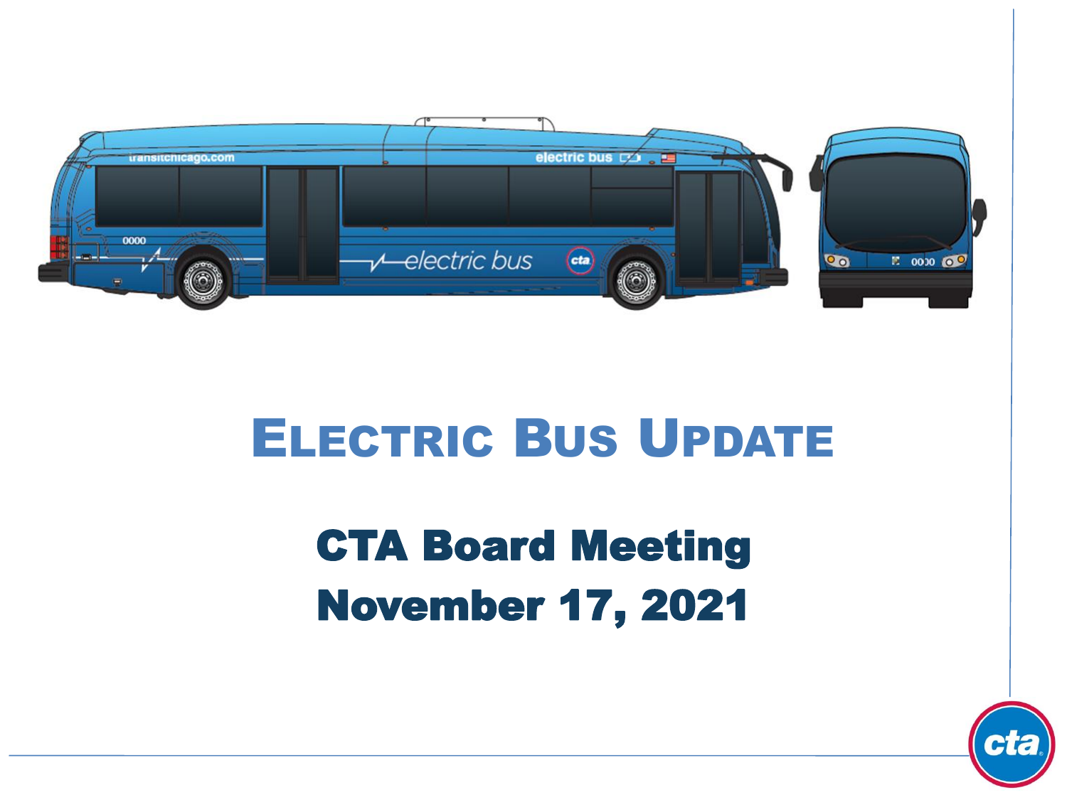# Electric Bus Update

## CTA Board Meeting
## November 17, 2021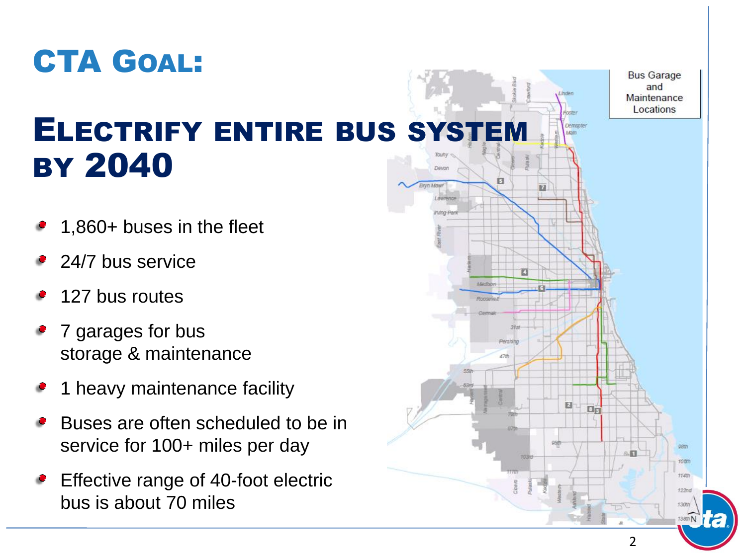# CTA Goal:

## Electrify entire bus system by 2040

- 1,860+ buses in the fleet
- 24/7 bus service
- 127 bus routes
- 7 garages for bus storage & maintenance
- 1 heavy maintenance facility
- Buses are often scheduled to be in service for 100+ miles per day
- Effective range of 40-foot electric bus is about 70 miles

Bus Garage and Maintenance Locations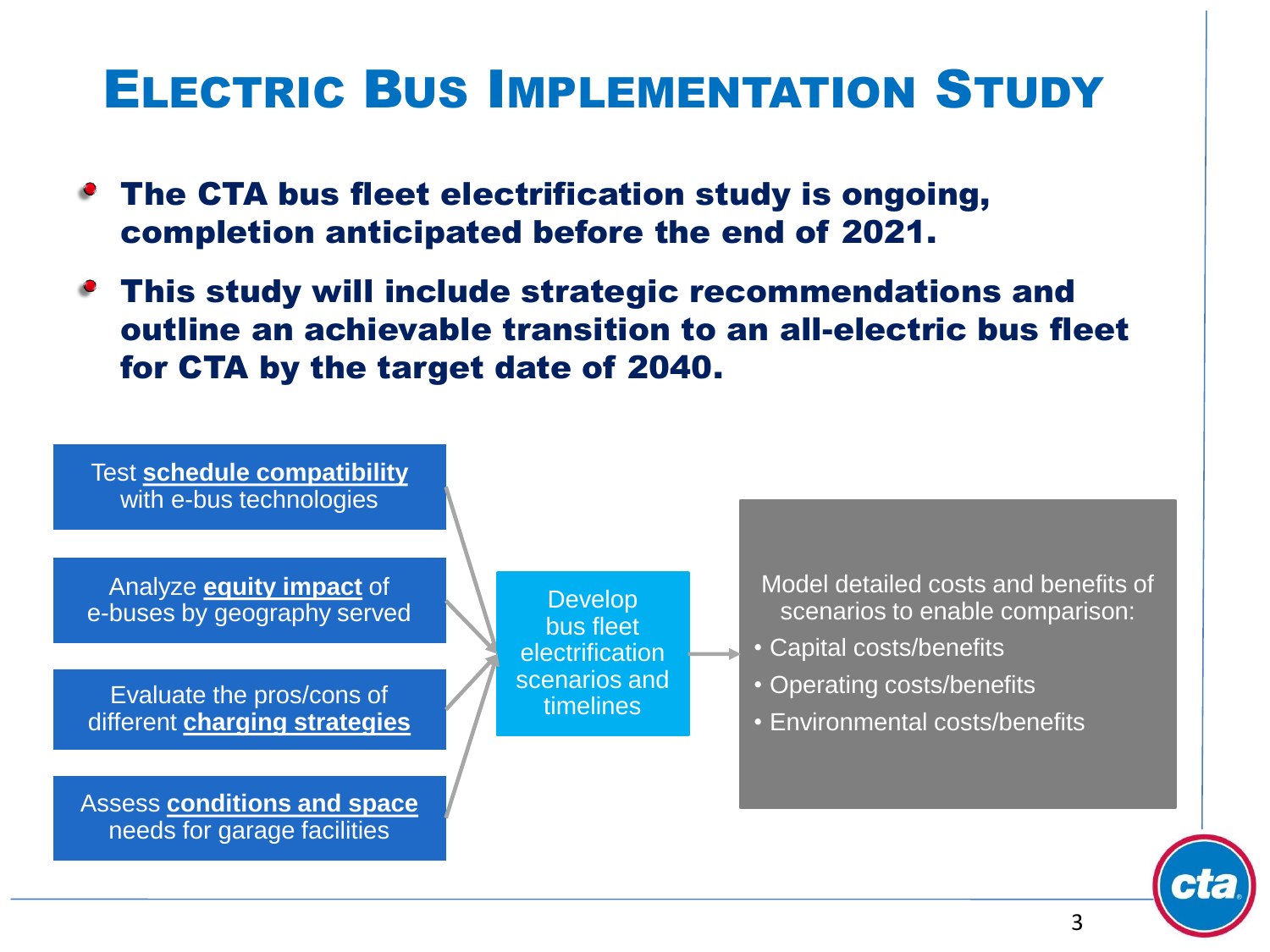# Electric Bus Implementation Study

- **The CTA bus fleet electrification study is ongoing, completion anticipated before the end of 2021.**
- **This study will include strategic recommendations and outline an achievable transition to an all-electric bus fleet for CTA by the target date of 2040.**

Test **schedule compatibility** with e-bus technologies

Analyze **equity impact** of e-buses by geography served

Evaluate the pros/cons of different **charging strategies**

Assess **conditions and space** needs for garage facilities

Develop bus fleet electrification scenarios and timelines

Model detailed costs and benefits of scenarios to enable comparison:

- Capital costs/benefits
- Operating costs/benefits
- Environmental costs/benefits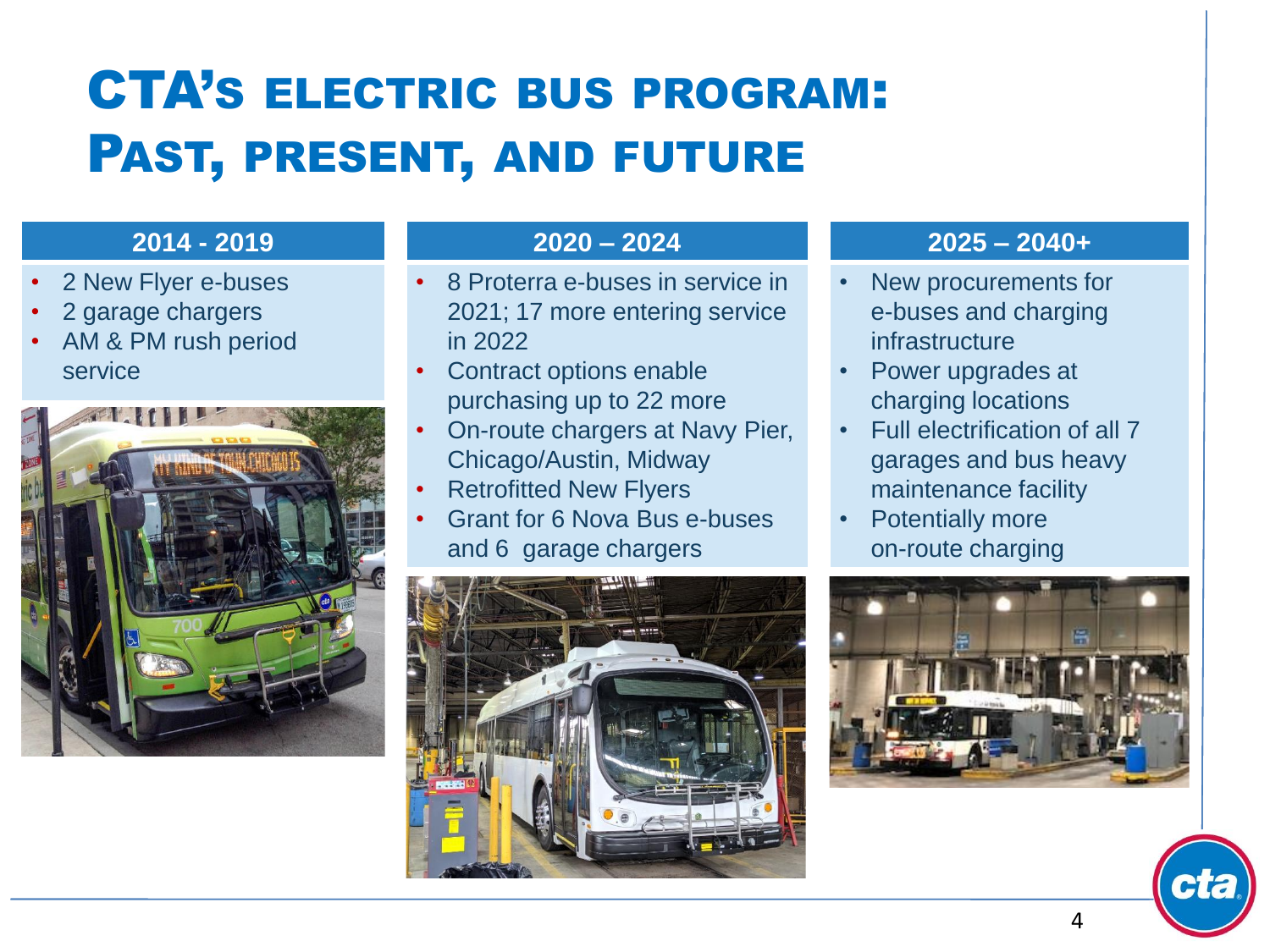# CTA's Electric Bus Program: Past, Present, and Future

### 2014 - 2019

- 2 New Flyer e-buses
- 2 garage chargers
- AM & PM rush period service

### 2020 – 2024

- 8 Proterra e-buses in service in 2021; 17 more entering service in 2022
- Contract options enable purchasing up to 22 more
- On-route chargers at Navy Pier, Chicago/Austin, Midway
- Retrofitted New Flyers
- Grant for 6 Nova Bus e-buses and 6 garage chargers

### 2025 – 2040+

- New procurements for e-buses and charging infrastructure
- Power upgrades at charging locations
- Full electrification of all 7 garages and bus heavy maintenance facility
- Potentially more on-route charging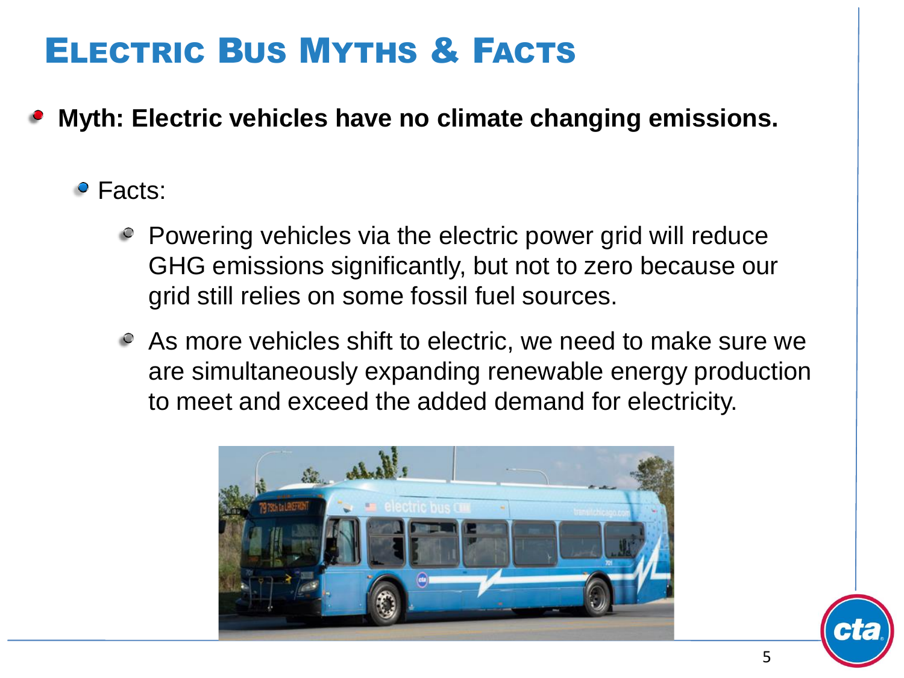# Electric Bus Myths & Facts

- **Myth: Electric vehicles have no climate changing emissions.**
  - Facts:
    - Powering vehicles via the electric power grid will reduce GHG emissions significantly, but not to zero because our grid still relies on some fossil fuel sources.
    - As more vehicles shift to electric, we need to make sure we are simultaneously expanding renewable energy production to meet and exceed the added demand for electricity.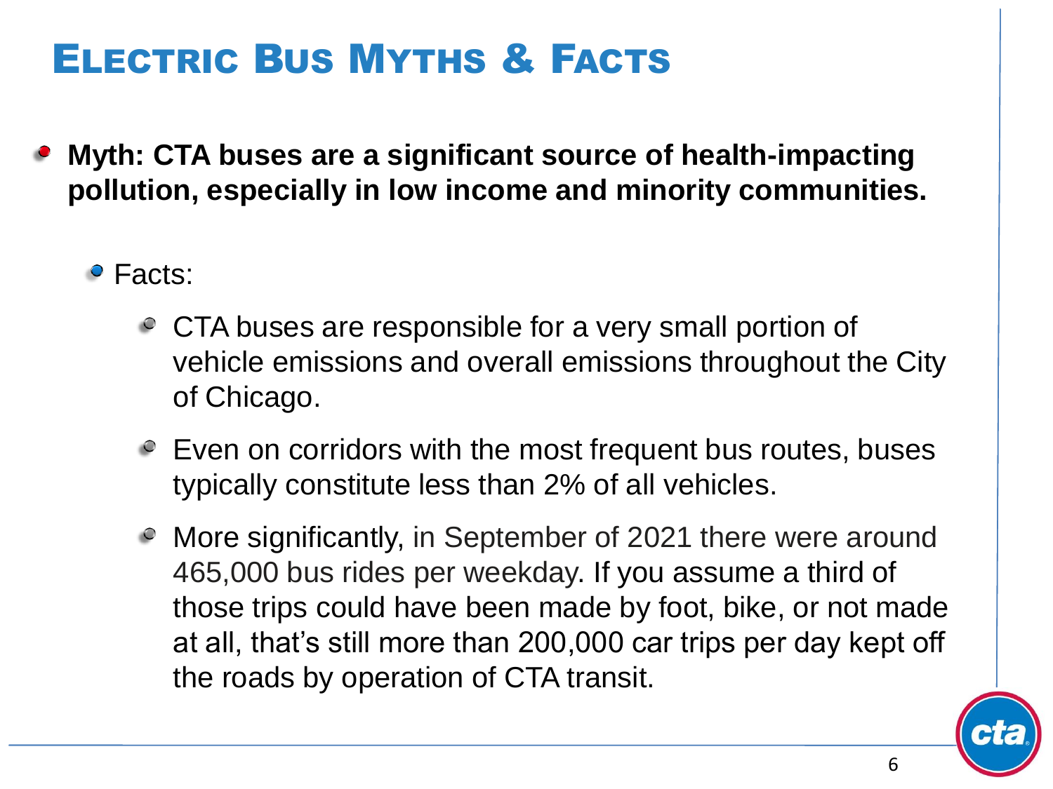# Electric Bus Myths & Facts

- **Myth: CTA buses are a significant source of health-impacting pollution, especially in low income and minority communities.**
  - Facts:
    - CTA buses are responsible for a very small portion of vehicle emissions and overall emissions throughout the City of Chicago.
    - Even on corridors with the most frequent bus routes, buses typically constitute less than 2% of all vehicles.
    - More significantly, in September of 2021 there were around 465,000 bus rides per weekday. If you assume a third of those trips could have been made by foot, bike, or not made at all, that's still more than 200,000 car trips per day kept off the roads by operation of CTA transit.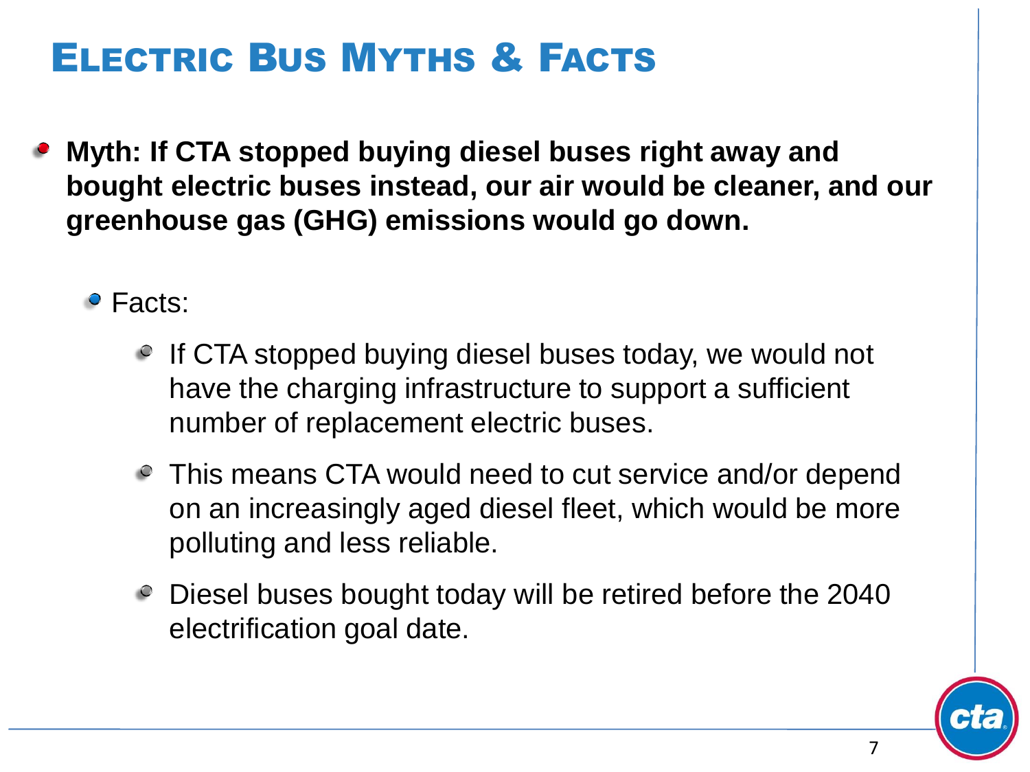# Electric Bus Myths & Facts

- **Myth: If CTA stopped buying diesel buses right away and bought electric buses instead, our air would be cleaner, and our greenhouse gas (GHG) emissions would go down.**
  - Facts:
    - If CTA stopped buying diesel buses today, we would not have the charging infrastructure to support a sufficient number of replacement electric buses.
    - This means CTA would need to cut service and/or depend on an increasingly aged diesel fleet, which would be more polluting and less reliable.
    - Diesel buses bought today will be retired before the 2040 electrification goal date.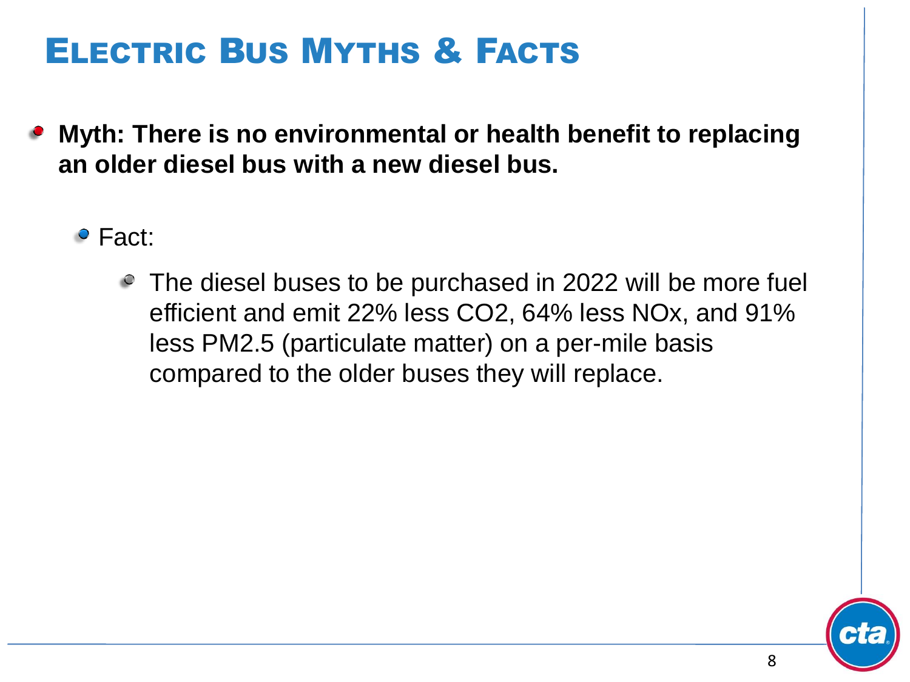# Electric Bus Myths & Facts

- **Myth: There is no environmental or health benefit to replacing an older diesel bus with a new diesel bus.**
  - Fact:
    - The diesel buses to be purchased in 2022 will be more fuel efficient and emit 22% less $CO_2$, 64% less $NO_x$, and 91% less PM2.5 (particulate matter) on a per-mile basis compared to the older buses they will replace.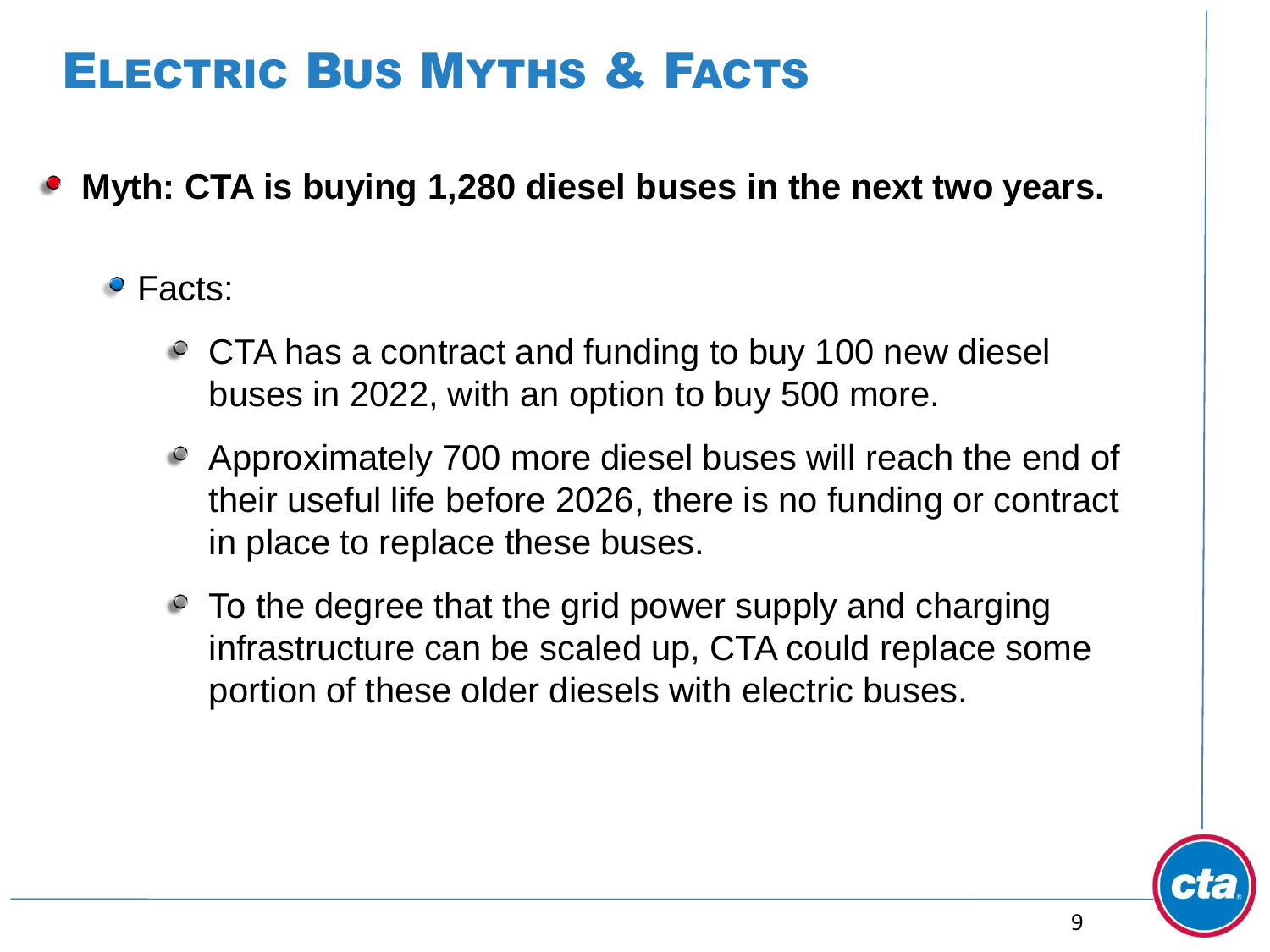# Electric Bus Myths & Facts

- **Myth: CTA is buying 1,280 diesel buses in the next two years.**
  - Facts:
    - CTA has a contract and funding to buy 100 new diesel buses in 2022, with an option to buy 500 more.
    - Approximately 700 more diesel buses will reach the end of their useful life before 2026, there is no funding or contract in place to replace these buses.
    - To the degree that the grid power supply and charging infrastructure can be scaled up, CTA could replace some portion of these older diesels with electric buses.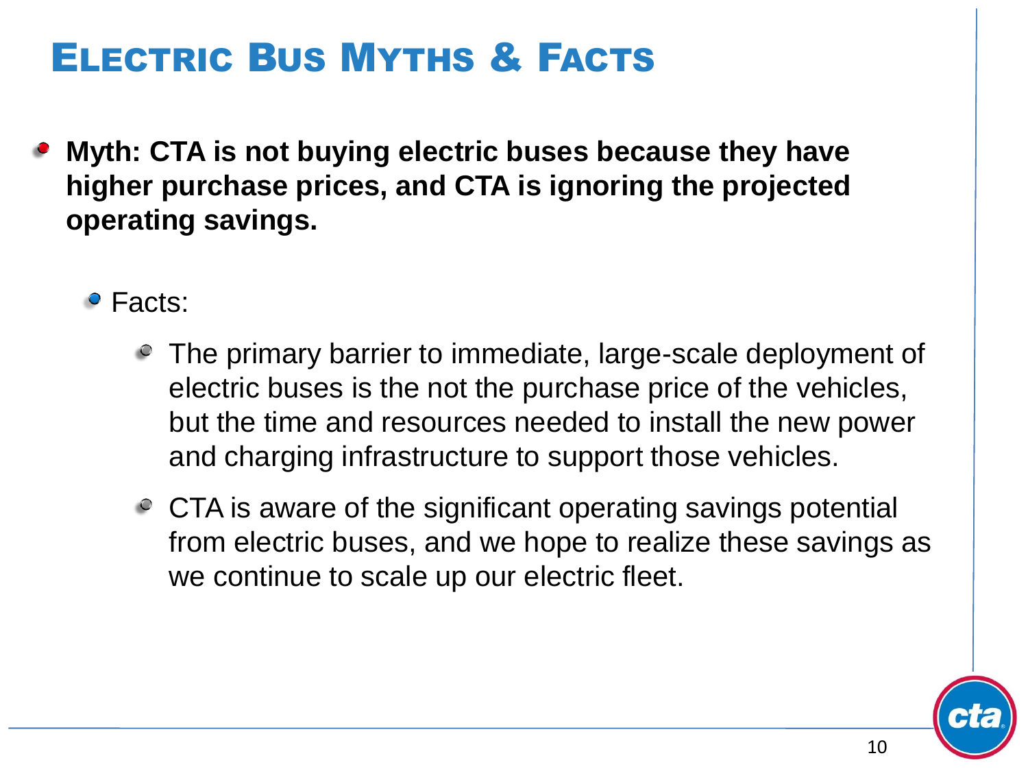# Electric Bus Myths & Facts

- **Myth: CTA is not buying electric buses because they have higher purchase prices, and CTA is ignoring the projected operating savings.**
  - Facts:
    - The primary barrier to immediate, large-scale deployment of electric buses is the not the purchase price of the vehicles, but the time and resources needed to install the new power and charging infrastructure to support those vehicles.
    - CTA is aware of the significant operating savings potential from electric buses, and we hope to realize these savings as we continue to scale up our electric fleet.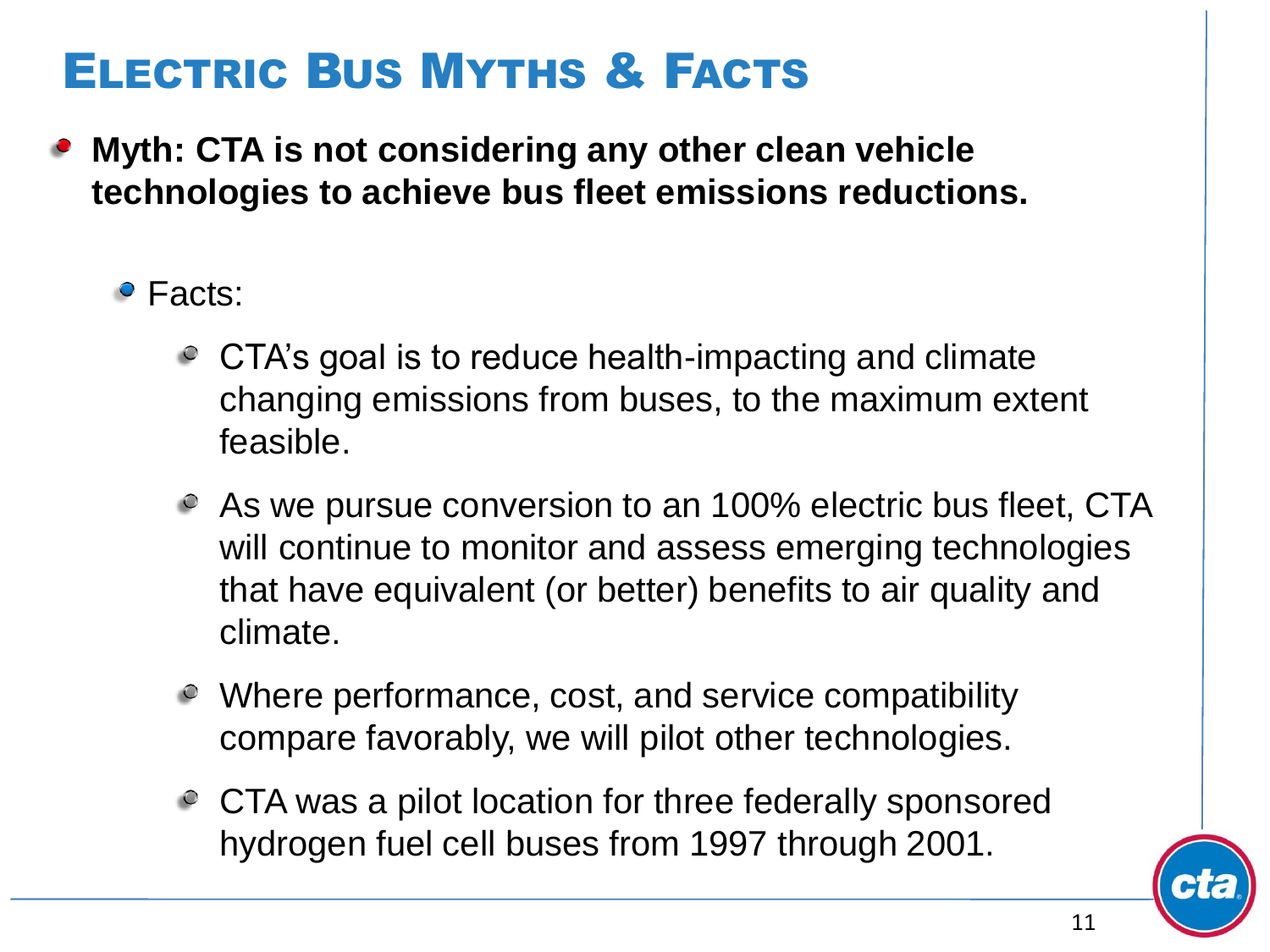# Electric Bus Myths & Facts

- **Myth: CTA is not considering any other clean vehicle technologies to achieve bus fleet emissions reductions.**
  - Facts:
    - CTA's goal is to reduce health-impacting and climate changing emissions from buses, to the maximum extent feasible.
    - As we pursue conversion to an 100% electric bus fleet, CTA will continue to monitor and assess emerging technologies that have equivalent (or better) benefits to air quality and climate.
    - Where performance, cost, and service compatibility compare favorably, we will pilot other technologies.
    - CTA was a pilot location for three federally sponsored hydrogen fuel cell buses from 1997 through 2001.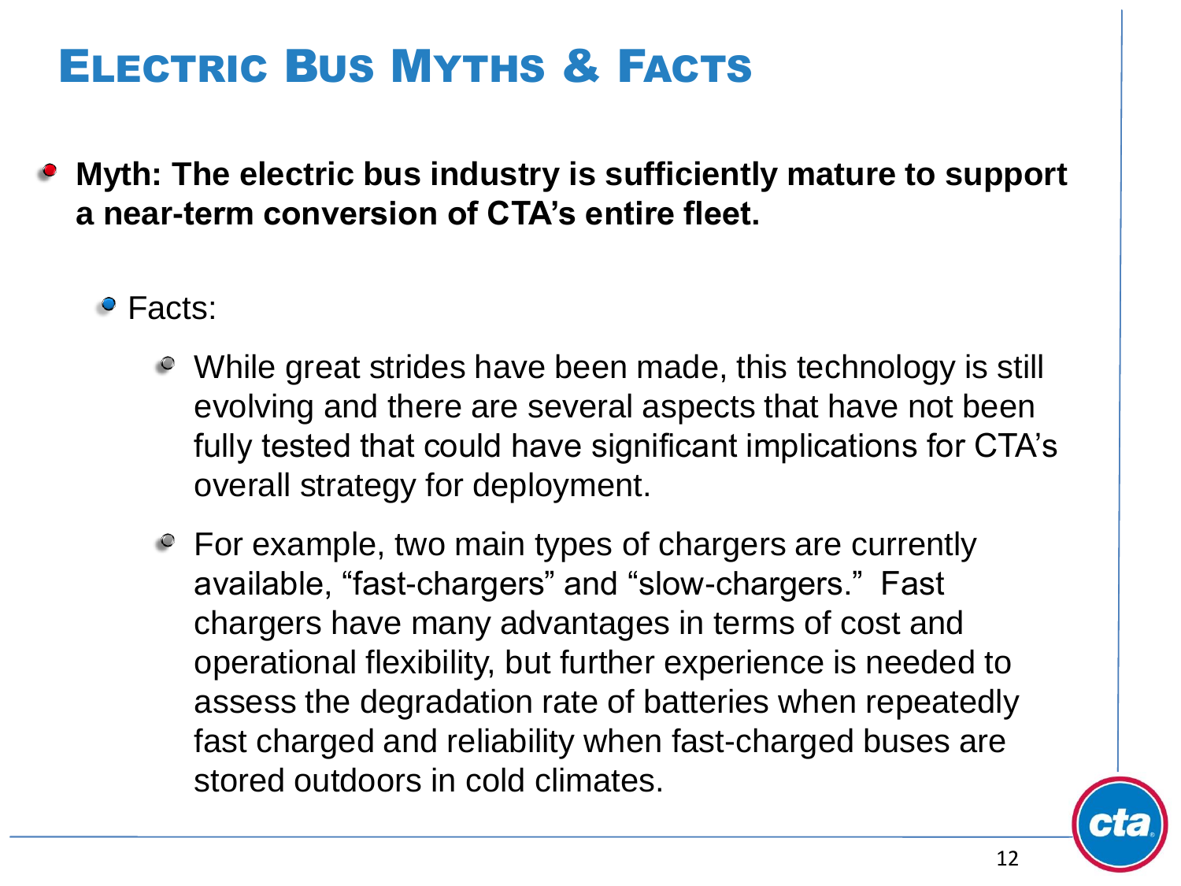# Electric Bus Myths & Facts

- **Myth: The electric bus industry is sufficiently mature to support a near-term conversion of CTA's entire fleet.**
  - Facts:
    - While great strides have been made, this technology is still evolving and there are several aspects that have not been fully tested that could have significant implications for CTA's overall strategy for deployment.
    - For example, two main types of chargers are currently available, "fast-chargers" and "slow-chargers." Fast chargers have many advantages in terms of cost and operational flexibility, but further experience is needed to assess the degradation rate of batteries when repeatedly fast charged and reliability when fast-charged buses are stored outdoors in cold climates.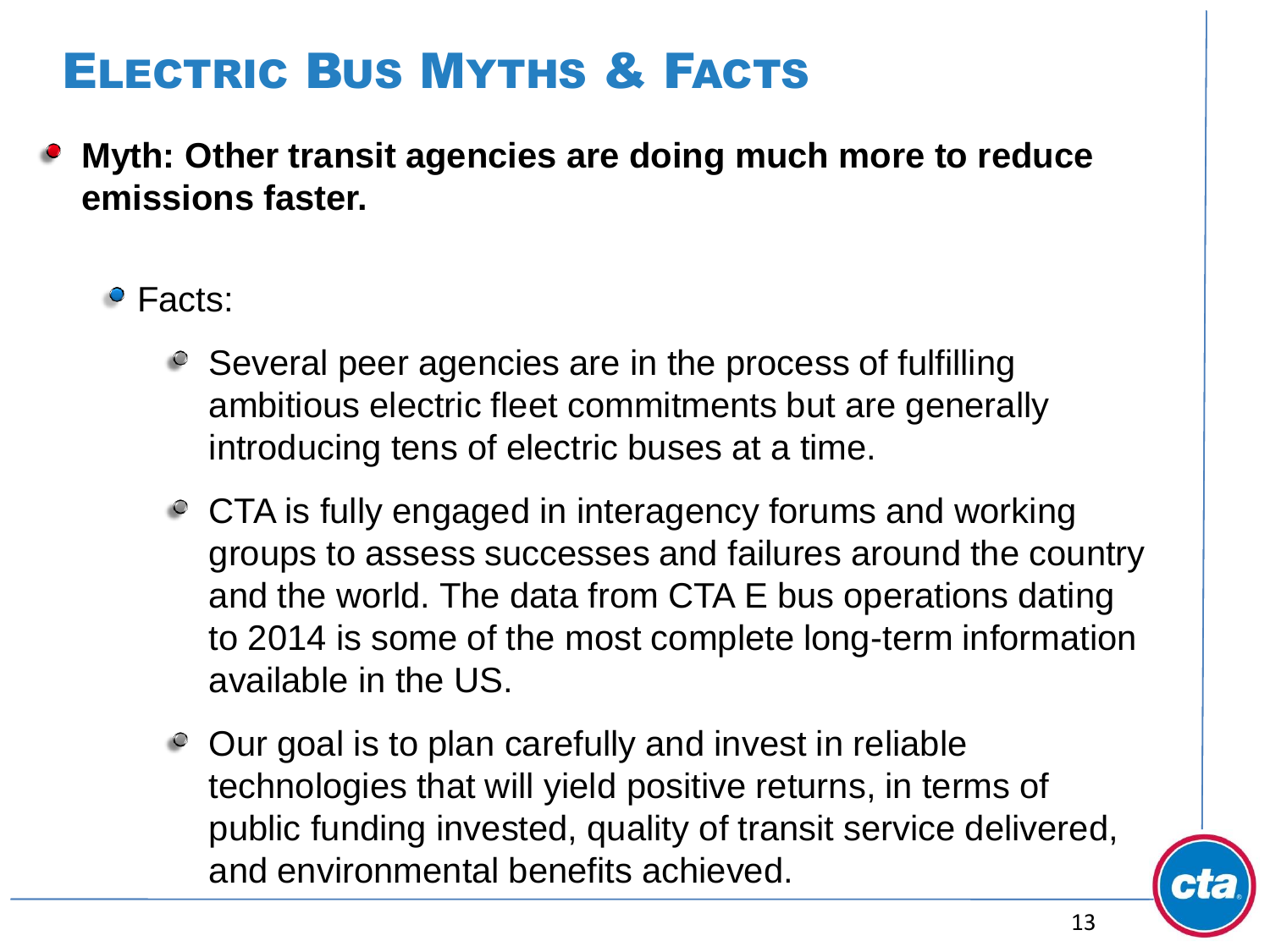# Electric Bus Myths & Facts

- **Myth: Other transit agencies are doing much more to reduce emissions faster.**
  - Facts:
    - Several peer agencies are in the process of fulfilling ambitious electric fleet commitments but are generally introducing tens of electric buses at a time.
    - CTA is fully engaged in interagency forums and working groups to assess successes and failures around the country and the world. The data from CTA E bus operations dating to 2014 is some of the most complete long-term information available in the US.
    - Our goal is to plan carefully and invest in reliable technologies that will yield positive returns, in terms of public funding invested, quality of transit service delivered, and environmental benefits achieved.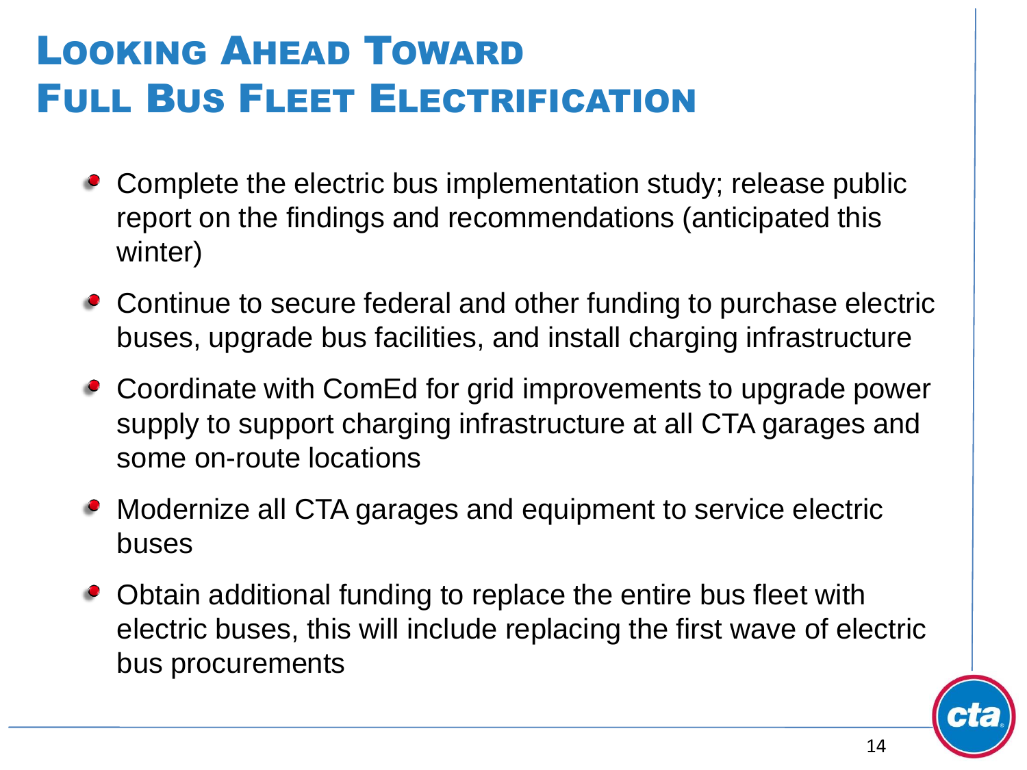# Looking Ahead Toward Full Bus Fleet Electrification

- Complete the electric bus implementation study; release public report on the findings and recommendations (anticipated this winter)
- Continue to secure federal and other funding to purchase electric buses, upgrade bus facilities, and install charging infrastructure
- Coordinate with ComEd for grid improvements to upgrade power supply to support charging infrastructure at all CTA garages and some on-route locations
- Modernize all CTA garages and equipment to service electric buses
- Obtain additional funding to replace the entire bus fleet with electric buses, this will include replacing the first wave of electric bus procurements